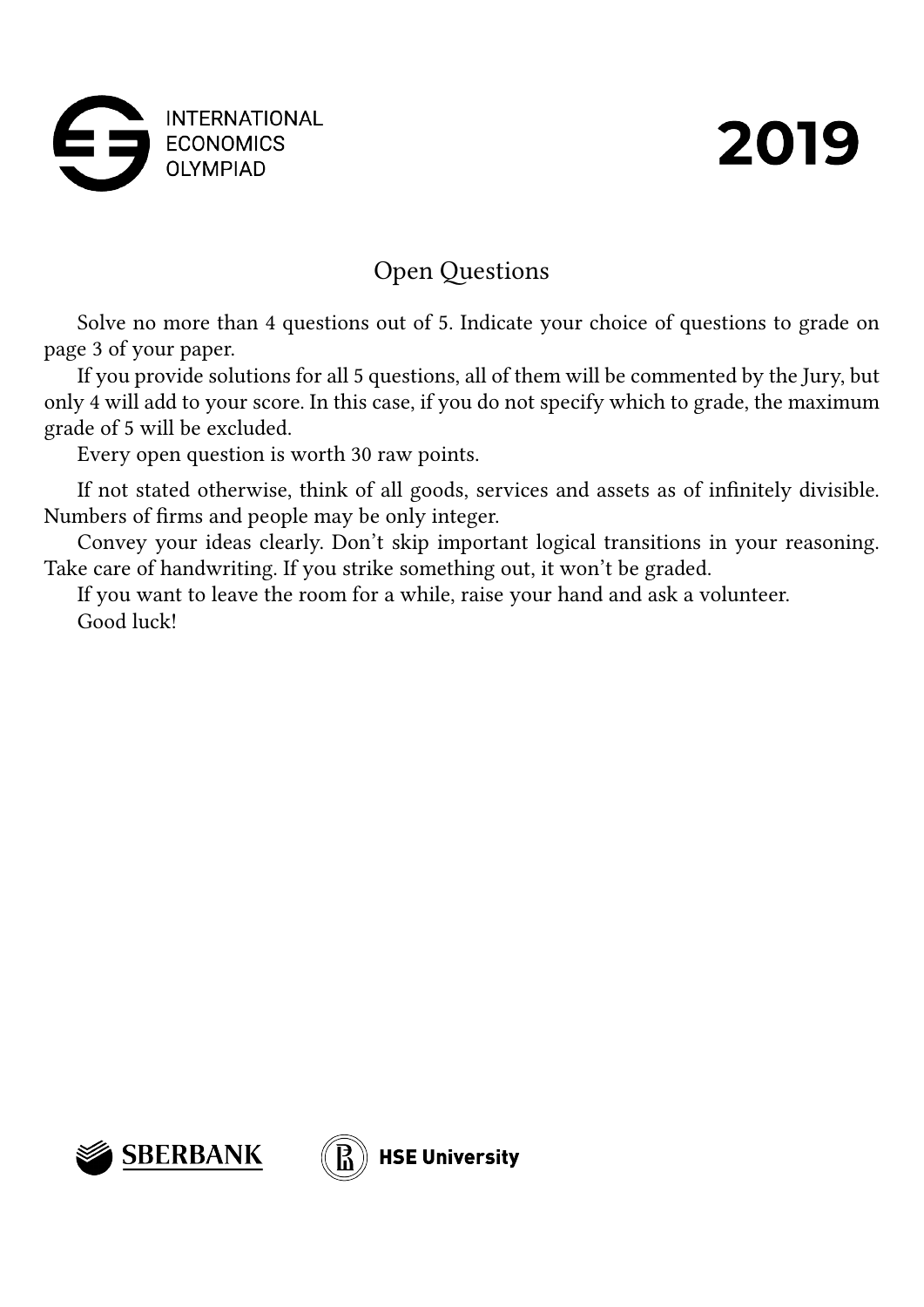INTERNATIONAL ECONOMICS OLYMPIAD

# 2019

## Open Questions

Solve no more than 4 questions out of 5. Indicate your choice of questions to grade on page 3 of your paper.

If you provide solutions for all 5 questions, all of them will be commented by the Jury, but only 4 will add to your score. In this case, if you do not specify which to grade, the maximum grade of 5 will be excluded.

Every open question is worth 30 raw points.

If not stated otherwise, think of all goods, services and assets as of infinitely divisible. Numbers of firms and people may be only integer.

Convey your ideas clearly. Don't skip important logical transitions in your reasoning. Take care of handwriting. If you strike something out, it won't be graded.

If you want to leave the room for a while, raise your hand and ask a volunteer.

Good luck!

SBERBANK HSE University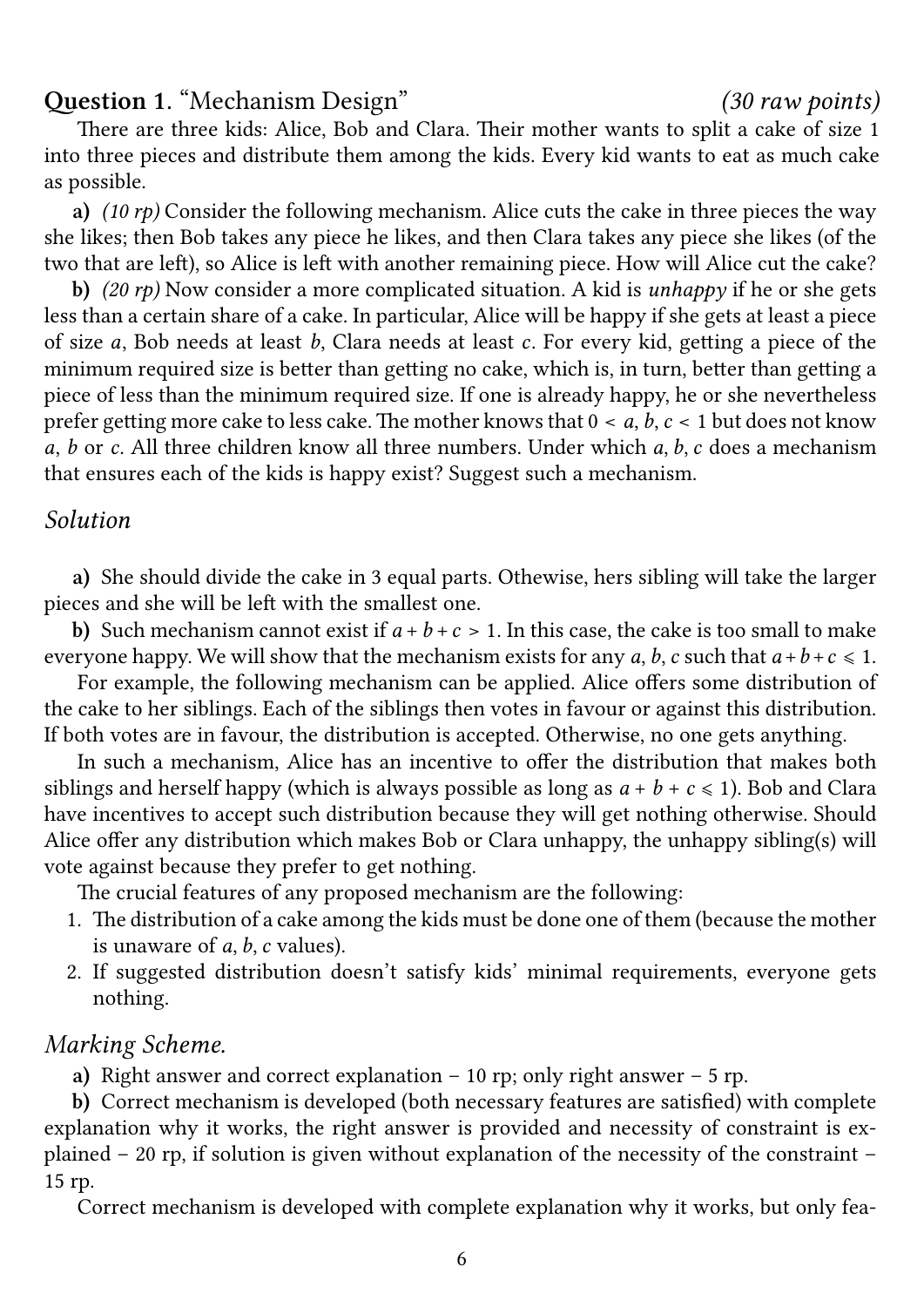**Question 1**. "Mechanism Design" *(30 raw points)*

There are three kids: Alice, Bob and Clara. Their mother wants to split a cake of size 1 into three pieces and distribute them among the kids. Every kid wants to eat as much cake as possible.

**a)** *(10 rp)* Consider the following mechanism. Alice cuts the cake in three pieces the way she likes; then Bob takes any piece he likes, and then Clara takes any piece she likes (of the two that are left), so Alice is left with another remaining piece. How will Alice cut the cake?

**b)** *(20 rp)* Now consider a more complicated situation. A kid is *unhappy* if he or she gets less than a certain share of a cake. In particular, Alice will be happy if she gets at least a piece of size $a$, Bob needs at least $b$, Clara needs at least $c$. For every kid, getting a piece of the minimum required size is better than getting no cake, which is, in turn, better than getting a piece of less than the minimum required size. If one is already happy, he or she nevertheless prefer getting more cake to less cake. The mother knows that $0 < a, b, c < 1$ but does not know $a$, $b$ or $c$. All three children know all three numbers. Under which $a, b, c$ does a mechanism that ensures each of the kids is happy exist? Suggest such a mechanism.

## *Solution*

**a)** She should divide the cake in 3 equal parts. Othewise, hers sibling will take the larger pieces and she will be left with the smallest one.

**b)** Such mechanism cannot exist if $a + b + c > 1$. In this case, the cake is too small to make everyone happy. We will show that the mechanism exists for any $a, b, c$ such that $a + b + c \leqslant 1$.

For example, the following mechanism can be applied. Alice offers some distribution of the cake to her siblings. Each of the siblings then votes in favour or against this distribution. If both votes are in favour, the distribution is accepted. Otherwise, no one gets anything.

In such a mechanism, Alice has an incentive to offer the distribution that makes both siblings and herself happy (which is always possible as long as $a + b + c \leqslant 1$). Bob and Clara have incentives to accept such distribution because they will get nothing otherwise. Should Alice offer any distribution which makes Bob or Clara unhappy, the unhappy sibling(s) will vote against because they prefer to get nothing.

The crucial features of any proposed mechanism are the following:

1. The distribution of a cake among the kids must be done one of them (because the mother is unaware of $a, b, c$ values).
2. If suggested distribution doesn't satisfy kids' minimal requirements, everyone gets nothing.

## *Marking Scheme.*

**a)** Right answer and correct explanation – 10 rp; only right answer – 5 rp.

**b)** Correct mechanism is developed (both necessary features are satisfied) with complete explanation why it works, the right answer is provided and necessity of constraint is explained – 20 rp, if solution is given without explanation of the necessity of the constraint – 15 rp.

Correct mechanism is developed with complete explanation why it works, but only fea-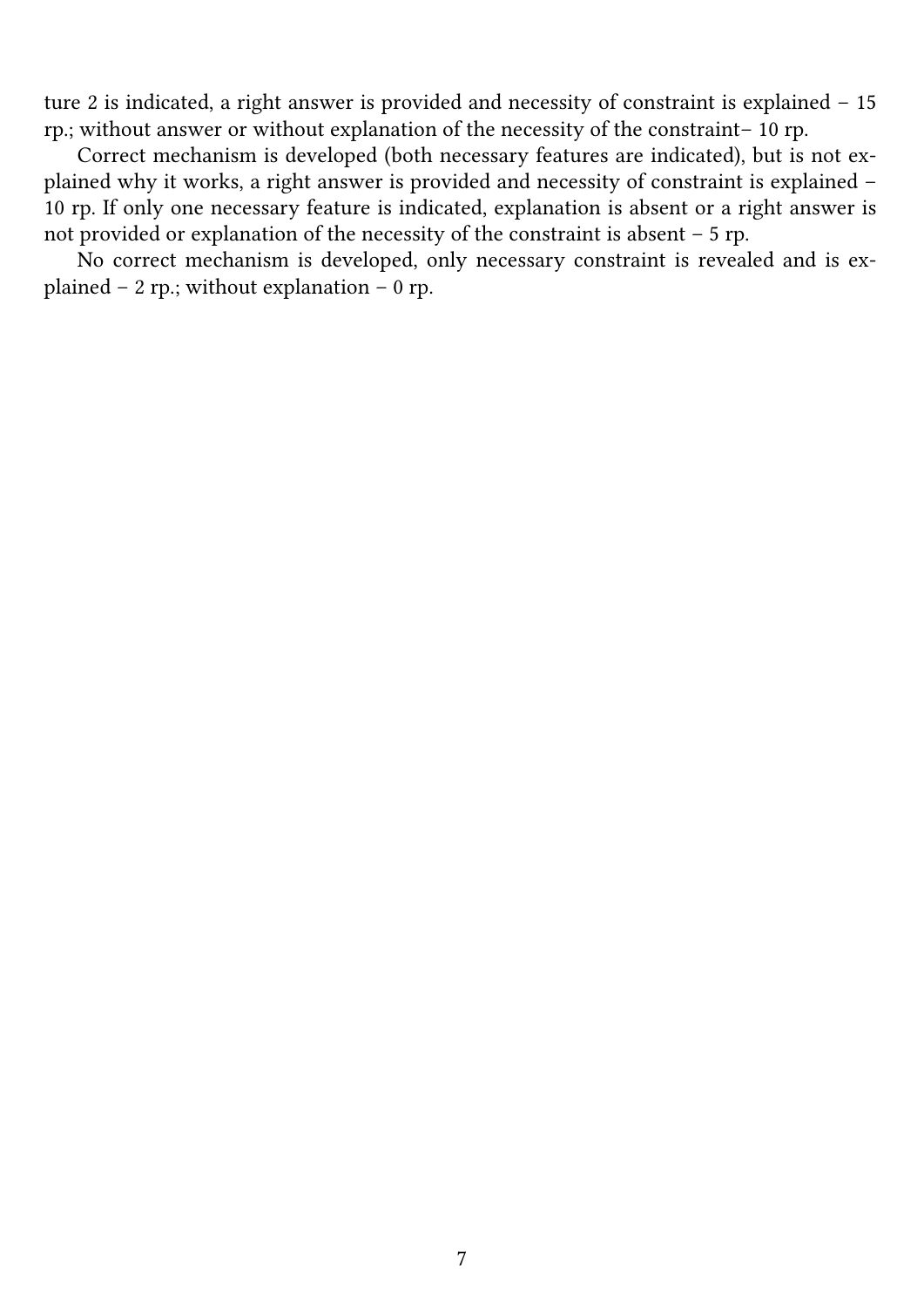ture 2 is indicated, a right answer is provided and necessity of constraint is explained – 15 rp.; without answer or without explanation of the necessity of the constraint– 10 rp.

Correct mechanism is developed (both necessary features are indicated), but is not explained why it works, a right answer is provided and necessity of constraint is explained – 10 rp. If only one necessary feature is indicated, explanation is absent or a right answer is not provided or explanation of the necessity of the constraint is absent – 5 rp.

No correct mechanism is developed, only necessary constraint is revealed and is explained – 2 rp.; without explanation – 0 rp.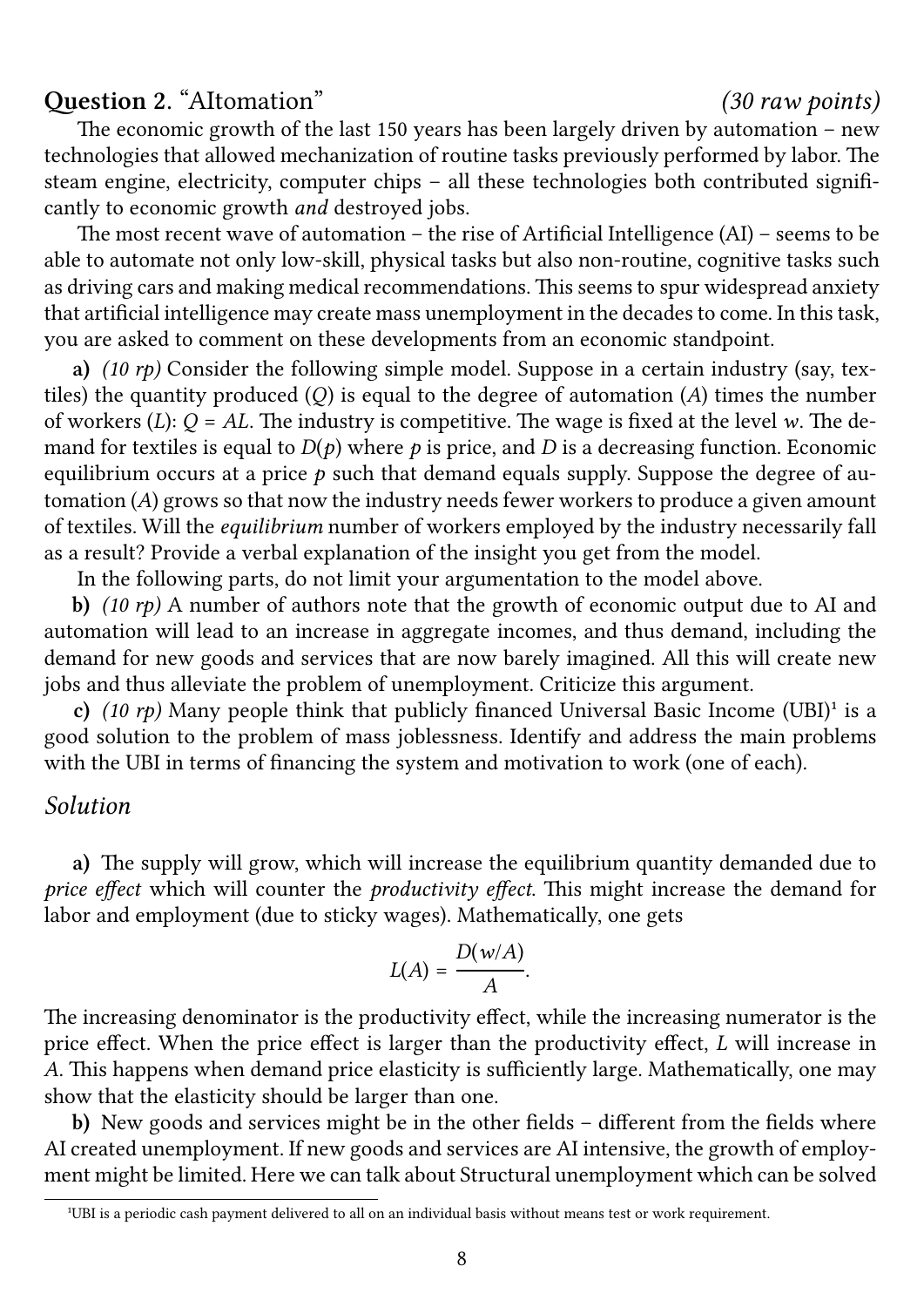**Question 2.** "AItomation" *(30 raw points)*

The economic growth of the last 150 years has been largely driven by automation – new technologies that allowed mechanization of routine tasks previously performed by labor. The steam engine, electricity, computer chips – all these technologies both contributed significantly to economic growth *and* destroyed jobs.

The most recent wave of automation – the rise of Artificial Intelligence (AI) – seems to be able to automate not only low-skill, physical tasks but also non-routine, cognitive tasks such as driving cars and making medical recommendations. This seems to spur widespread anxiety that artificial intelligence may create mass unemployment in the decades to come. In this task, you are asked to comment on these developments from an economic standpoint.

**a)** *(10 rp)* Consider the following simple model. Suppose in a certain industry (say, textiles) the quantity produced ($Q$) is equal to the degree of automation ($A$) times the number of workers ($L$): $Q = AL$. The industry is competitive. The wage is fixed at the level $w$. The demand for textiles is equal to $D(p)$ where $p$ is price, and $D$ is a decreasing function. Economic equilibrium occurs at a price $p$ such that demand equals supply. Suppose the degree of automation ($A$) grows so that now the industry needs fewer workers to produce a given amount of textiles. Will the *equilibrium* number of workers employed by the industry necessarily fall as a result? Provide a verbal explanation of the insight you get from the model.

In the following parts, do not limit your argumentation to the model above.

**b)** *(10 rp)* A number of authors note that the growth of economic output due to AI and automation will lead to an increase in aggregate incomes, and thus demand, including the demand for new goods and services that are now barely imagined. All this will create new jobs and thus alleviate the problem of unemployment. Criticize this argument.

**c)** *(10 rp)* Many people think that publicly financed Universal Basic Income (UBI)[1] is a good solution to the problem of mass joblessness. Identify and address the main problems with the UBI in terms of financing the system and motivation to work (one of each).

## *Solution*

**a)** The supply will grow, which will increase the equilibrium quantity demanded due to *price effect* which will counter the *productivity effect*. This might increase the demand for labor and employment (due to sticky wages). Mathematically, one gets

$$L(A) = \frac{D(w/A)}{A}.$$

The increasing denominator is the productivity effect, while the increasing numerator is the price effect. When the price effect is larger than the productivity effect, $L$ will increase in $A$. This happens when demand price elasticity is sufficiently large. Mathematically, one may show that the elasticity should be larger than one.

**b)** New goods and services might be in the other fields – different from the fields where AI created unemployment. If new goods and services are AI intensive, the growth of employment might be limited. Here we can talk about Structural unemployment which can be solved

[1] UBI is a periodic cash payment delivered to all on an individual basis without means test or work requirement.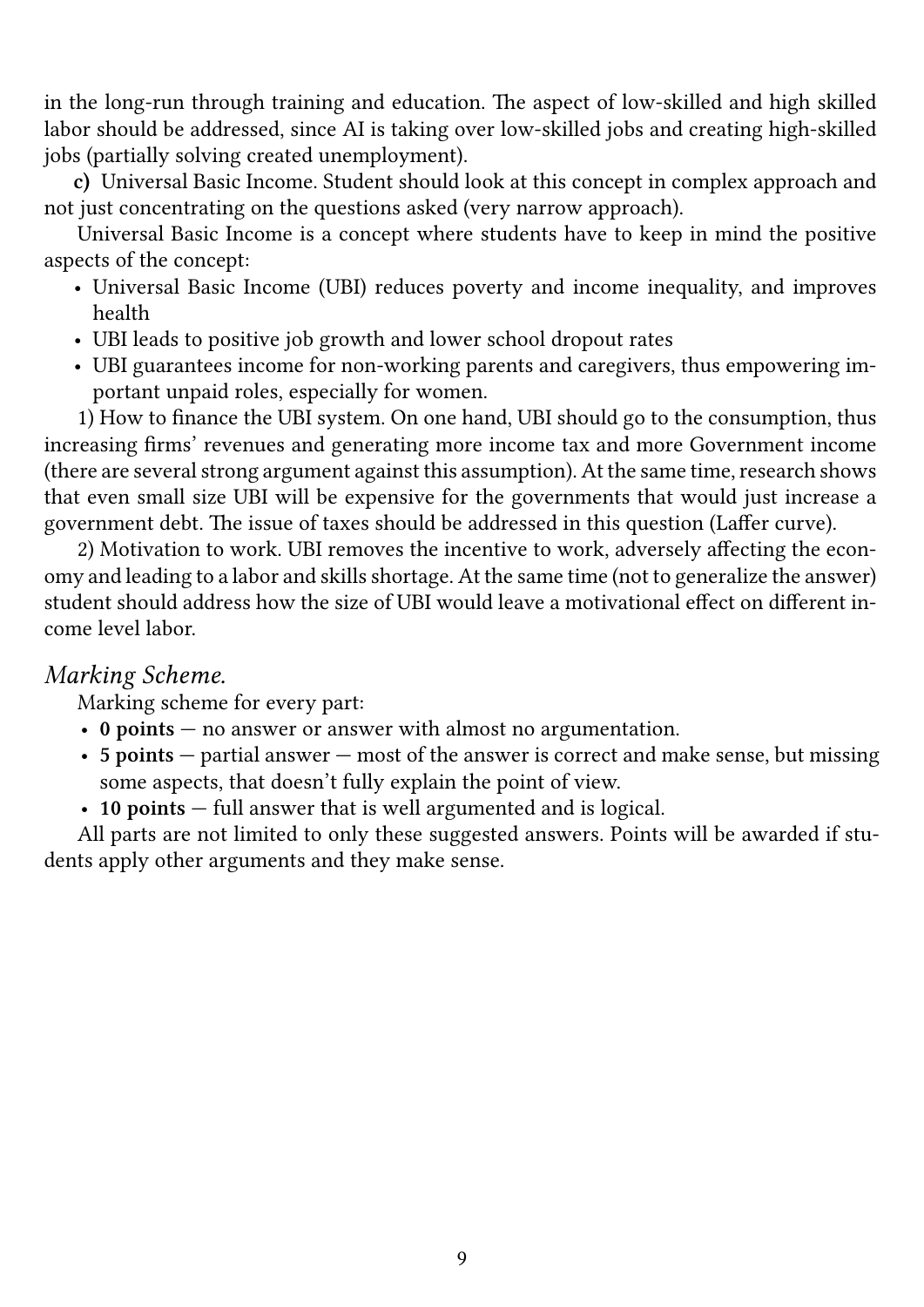in the long-run through training and education. The aspect of low-skilled and high skilled labor should be addressed, since AI is taking over low-skilled jobs and creating high-skilled jobs (partially solving created unemployment).

**c)** Universal Basic Income. Student should look at this concept in complex approach and not just concentrating on the questions asked (very narrow approach).

Universal Basic Income is a concept where students have to keep in mind the positive aspects of the concept:

- Universal Basic Income (UBI) reduces poverty and income inequality, and improves health
- UBI leads to positive job growth and lower school dropout rates
- UBI guarantees income for non-working parents and caregivers, thus empowering important unpaid roles, especially for women.

1) How to finance the UBI system. On one hand, UBI should go to the consumption, thus increasing firms' revenues and generating more income tax and more Government income (there are several strong argument against this assumption). At the same time, research shows that even small size UBI will be expensive for the governments that would just increase a government debt. The issue of taxes should be addressed in this question (Laffer curve).

2) Motivation to work. UBI removes the incentive to work, adversely affecting the economy and leading to a labor and skills shortage. At the same time (not to generalize the answer) student should address how the size of UBI would leave a motivational effect on different income level labor.

### *Marking Scheme.*

Marking scheme for every part:

- **0 points** — no answer or answer with almost no argumentation.
- **5 points** — partial answer — most of the answer is correct and make sense, but missing some aspects, that doesn't fully explain the point of view.
- **10 points** — full answer that is well argumented and is logical.

All parts are not limited to only these suggested answers. Points will be awarded if students apply other arguments and they make sense.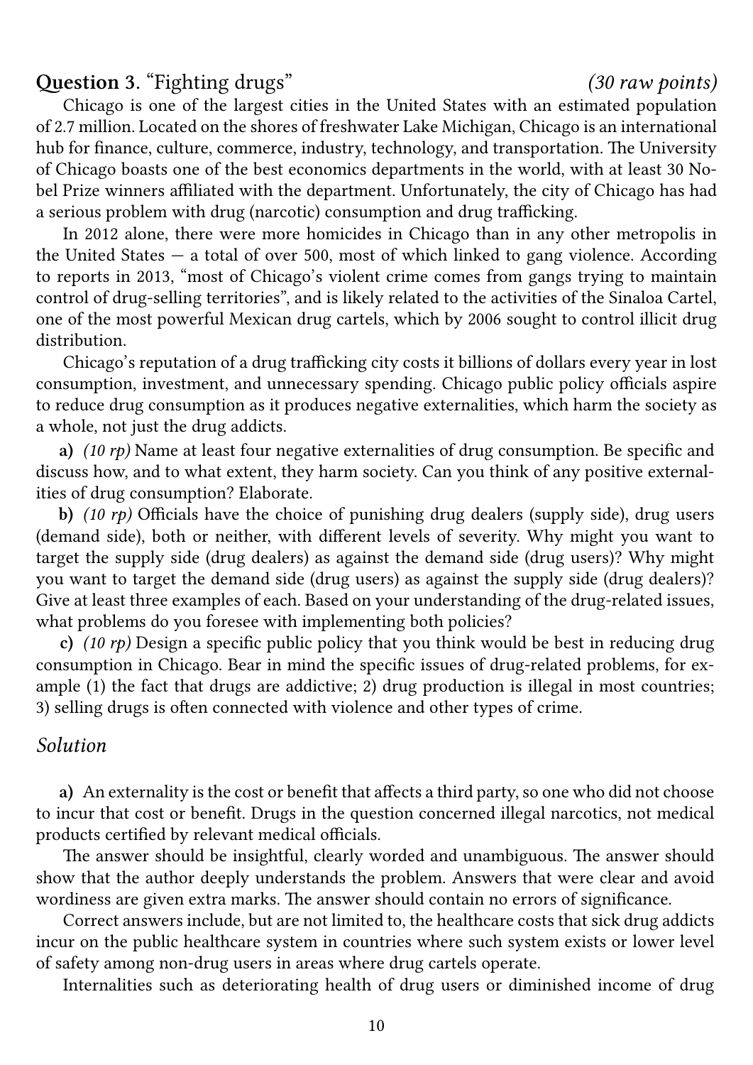## Question 3. "Fighting drugs" *(30 raw points)*

Chicago is one of the largest cities in the United States with an estimated population of 2.7 million. Located on the shores of freshwater Lake Michigan, Chicago is an international hub for finance, culture, commerce, industry, technology, and transportation. The University of Chicago boasts one of the best economics departments in the world, with at least 30 Nobel Prize winners affiliated with the department. Unfortunately, the city of Chicago has had a serious problem with drug (narcotic) consumption and drug trafficking.

In 2012 alone, there were more homicides in Chicago than in any other metropolis in the United States — a total of over 500, most of which linked to gang violence. According to reports in 2013, "most of Chicago's violent crime comes from gangs trying to maintain control of drug-selling territories", and is likely related to the activities of the Sinaloa Cartel, one of the most powerful Mexican drug cartels, which by 2006 sought to control illicit drug distribution.

Chicago's reputation of a drug trafficking city costs it billions of dollars every year in lost consumption, investment, and unnecessary spending. Chicago public policy officials aspire to reduce drug consumption as it produces negative externalities, which harm the society as a whole, not just the drug addicts.

**a)** *(10 rp)* Name at least four negative externalities of drug consumption. Be specific and discuss how, and to what extent, they harm society. Can you think of any positive externalities of drug consumption? Elaborate.

**b)** *(10 rp)* Officials have the choice of punishing drug dealers (supply side), drug users (demand side), both or neither, with different levels of severity. Why might you want to target the supply side (drug dealers) as against the demand side (drug users)? Why might you want to target the demand side (drug users) as against the supply side (drug dealers)? Give at least three examples of each. Based on your understanding of the drug-related issues, what problems do you foresee with implementing both policies?

**c)** *(10 rp)* Design a specific public policy that you think would be best in reducing drug consumption in Chicago. Bear in mind the specific issues of drug-related problems, for example (1) the fact that drugs are addictive; 2) drug production is illegal in most countries; 3) selling drugs is often connected with violence and other types of crime.

### *Solution*

**a)** An externality is the cost or benefit that affects a third party, so one who did not choose to incur that cost or benefit. Drugs in the question concerned illegal narcotics, not medical products certified by relevant medical officials.

The answer should be insightful, clearly worded and unambiguous. The answer should show that the author deeply understands the problem. Answers that were clear and avoid wordiness are given extra marks. The answer should contain no errors of significance.

Correct answers include, but are not limited to, the healthcare costs that sick drug addicts incur on the public healthcare system in countries where such system exists or lower level of safety among non-drug users in areas where drug cartels operate.

Internalities such as deteriorating health of drug users or diminished income of drug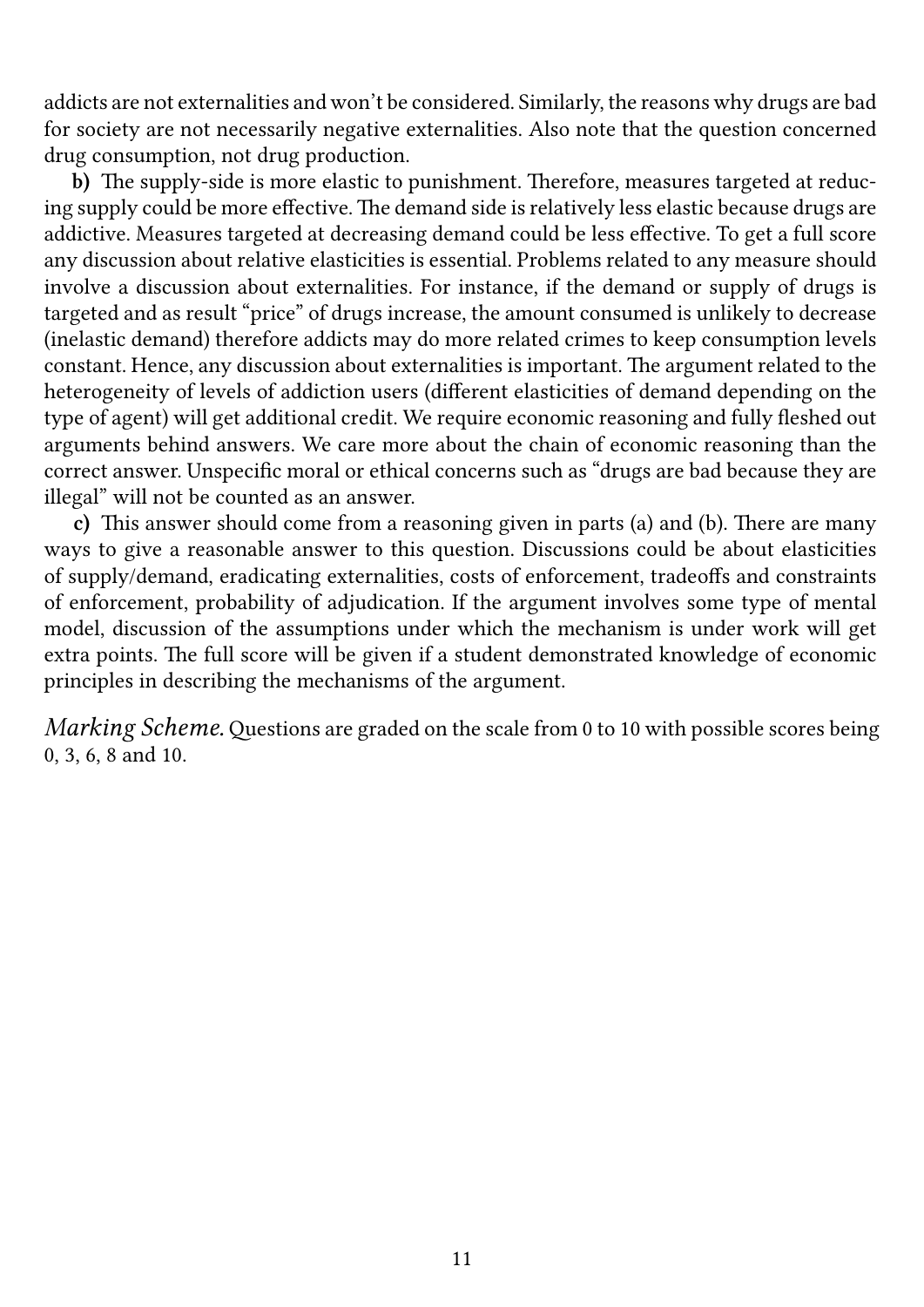addicts are not externalities and won't be considered. Similarly, the reasons why drugs are bad for society are not necessarily negative externalities. Also note that the question concerned drug consumption, not drug production.

**b)** The supply-side is more elastic to punishment. Therefore, measures targeted at reducing supply could be more effective. The demand side is relatively less elastic because drugs are addictive. Measures targeted at decreasing demand could be less effective. To get a full score any discussion about relative elasticities is essential. Problems related to any measure should involve a discussion about externalities. For instance, if the demand or supply of drugs is targeted and as result "price" of drugs increase, the amount consumed is unlikely to decrease (inelastic demand) therefore addicts may do more related crimes to keep consumption levels constant. Hence, any discussion about externalities is important. The argument related to the heterogeneity of levels of addiction users (different elasticities of demand depending on the type of agent) will get additional credit. We require economic reasoning and fully fleshed out arguments behind answers. We care more about the chain of economic reasoning than the correct answer. Unspecific moral or ethical concerns such as "drugs are bad because they are illegal" will not be counted as an answer.

**c)** This answer should come from a reasoning given in parts (a) and (b). There are many ways to give a reasonable answer to this question. Discussions could be about elasticities of supply/demand, eradicating externalities, costs of enforcement, tradeoffs and constraints of enforcement, probability of adjudication. If the argument involves some type of mental model, discussion of the assumptions under which the mechanism is under work will get extra points. The full score will be given if a student demonstrated knowledge of economic principles in describing the mechanisms of the argument.

*Marking Scheme.* Questions are graded on the scale from 0 to 10 with possible scores being 0, 3, 6, 8 and 10.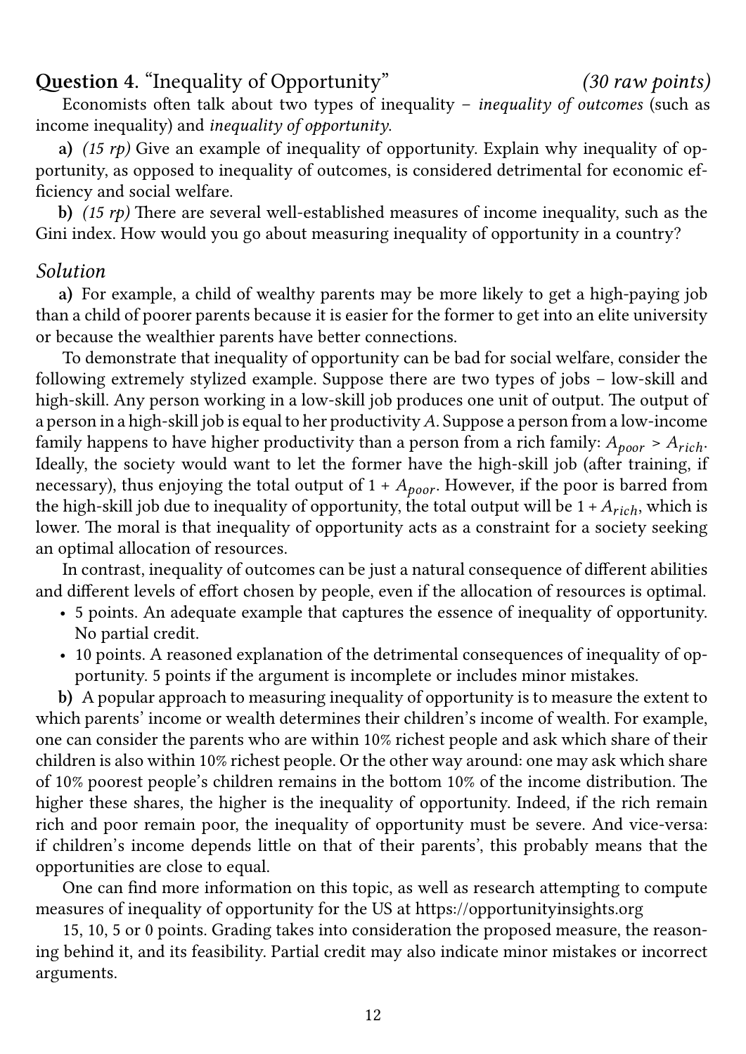**Question 4.** "Inequality of Opportunity" *(30 raw points)*

Economists often talk about two types of inequality – *inequality of outcomes* (such as income inequality) and *inequality of opportunity*.

**a)** *(15 rp)* Give an example of inequality of opportunity. Explain why inequality of opportunity, as opposed to inequality of outcomes, is considered detrimental for economic efficiency and social welfare.

**b)** *(15 rp)* There are several well-established measures of income inequality, such as the Gini index. How would you go about measuring inequality of opportunity in a country?

### *Solution*

**a)** For example, a child of wealthy parents may be more likely to get a high-paying job than a child of poorer parents because it is easier for the former to get into an elite university or because the wealthier parents have better connections.

To demonstrate that inequality of opportunity can be bad for social welfare, consider the following extremely stylized example. Suppose there are two types of jobs – low-skill and high-skill. Any person working in a low-skill job produces one unit of output. The output of a person in a high-skill job is equal to her productivity $A$. Suppose a person from a low-income family happens to have higher productivity than a person from a rich family: $A_{poor} > A_{rich}$. Ideally, the society would want to let the former have the high-skill job (after training, if necessary), thus enjoying the total output of $1 + A_{poor}$. However, if the poor is barred from the high-skill job due to inequality of opportunity, the total output will be $1 + A_{rich}$, which is lower. The moral is that inequality of opportunity acts as a constraint for a society seeking an optimal allocation of resources.

In contrast, inequality of outcomes can be just a natural consequence of different abilities and different levels of effort chosen by people, even if the allocation of resources is optimal.

- 5 points. An adequate example that captures the essence of inequality of opportunity. No partial credit.
- 10 points. A reasoned explanation of the detrimental consequences of inequality of opportunity. 5 points if the argument is incomplete or includes minor mistakes.

**b)** A popular approach to measuring inequality of opportunity is to measure the extent to which parents' income or wealth determines their children's income of wealth. For example, one can consider the parents who are within 10% richest people and ask which share of their children is also within 10% richest people. Or the other way around: one may ask which share of 10% poorest people's children remains in the bottom 10% of the income distribution. The higher these shares, the higher is the inequality of opportunity. Indeed, if the rich remain rich and poor remain poor, the inequality of opportunity must be severe. And vice-versa: if children's income depends little on that of their parents', this probably means that the opportunities are close to equal.

One can find more information on this topic, as well as research attempting to compute measures of inequality of opportunity for the US at https://opportunityinsights.org

15, 10, 5 or 0 points. Grading takes into consideration the proposed measure, the reasoning behind it, and its feasibility. Partial credit may also indicate minor mistakes or incorrect arguments.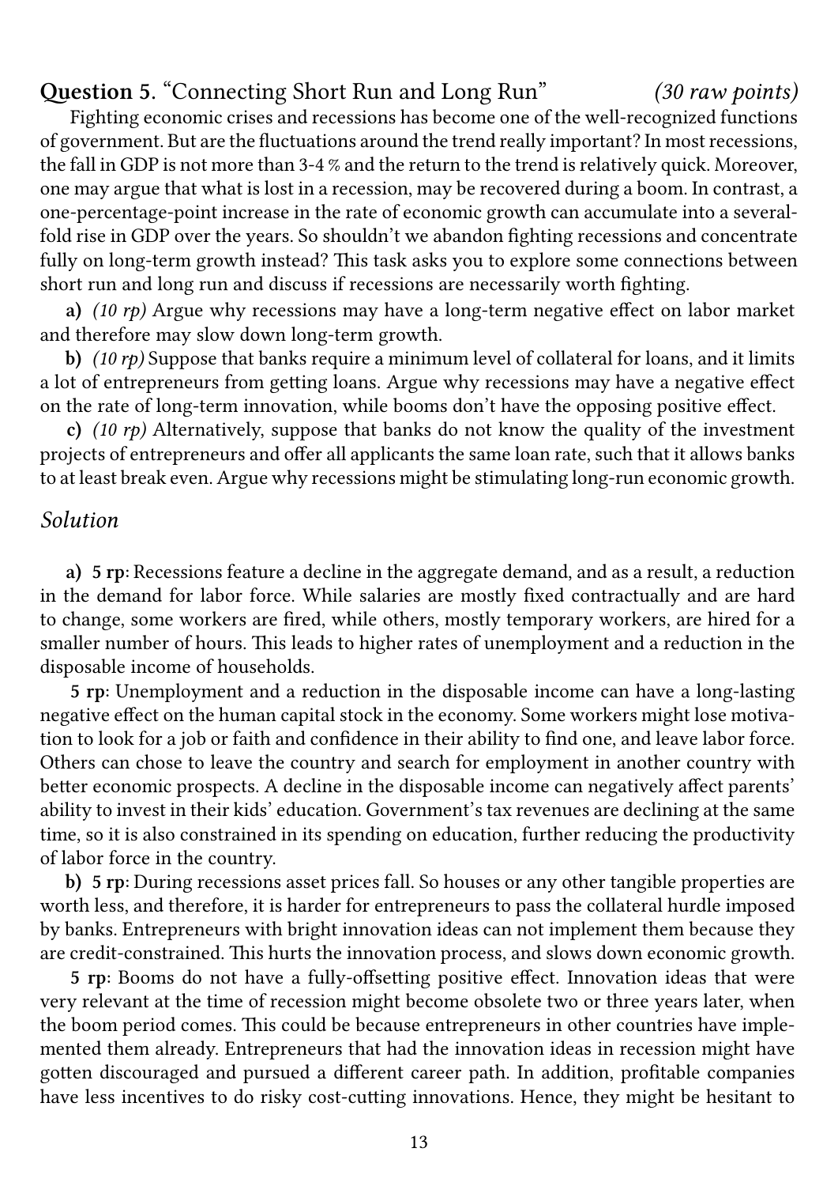**Question 5**. "Connecting Short Run and Long Run" *(30 raw points)*

Fighting economic crises and recessions has become one of the well-recognized functions of government. But are the fluctuations around the trend really important? In most recessions, the fall in GDP is not more than 3-4 % and the return to the trend is relatively quick. Moreover, one may argue that what is lost in a recession, may be recovered during a boom. In contrast, a one-percentage-point increase in the rate of economic growth can accumulate into a several-fold rise in GDP over the years. So shouldn't we abandon fighting recessions and concentrate fully on long-term growth instead? This task asks you to explore some connections between short run and long run and discuss if recessions are necessarily worth fighting.

**a)** *(10 rp)* Argue why recessions may have a long-term negative effect on labor market and therefore may slow down long-term growth.

**b)** *(10 rp)* Suppose that banks require a minimum level of collateral for loans, and it limits a lot of entrepreneurs from getting loans. Argue why recessions may have a negative effect on the rate of long-term innovation, while booms don't have the opposing positive effect.

**c)** *(10 rp)* Alternatively, suppose that banks do not know the quality of the investment projects of entrepreneurs and offer all applicants the same loan rate, such that it allows banks to at least break even. Argue why recessions might be stimulating long-run economic growth.

### *Solution*

**a) 5 rp**: Recessions feature a decline in the aggregate demand, and as a result, a reduction in the demand for labor force. While salaries are mostly fixed contractually and are hard to change, some workers are fired, while others, mostly temporary workers, are hired for a smaller number of hours. This leads to higher rates of unemployment and a reduction in the disposable income of households.

**5 rp**: Unemployment and a reduction in the disposable income can have a long-lasting negative effect on the human capital stock in the economy. Some workers might lose motivation to look for a job or faith and confidence in their ability to find one, and leave labor force. Others can chose to leave the country and search for employment in another country with better economic prospects. A decline in the disposable income can negatively affect parents' ability to invest in their kids' education. Government's tax revenues are declining at the same time, so it is also constrained in its spending on education, further reducing the productivity of labor force in the country.

**b) 5 rp**: During recessions asset prices fall. So houses or any other tangible properties are worth less, and therefore, it is harder for entrepreneurs to pass the collateral hurdle imposed by banks. Entrepreneurs with bright innovation ideas can not implement them because they are credit-constrained. This hurts the innovation process, and slows down economic growth.

**5 rp**: Booms do not have a fully-offsetting positive effect. Innovation ideas that were very relevant at the time of recession might become obsolete two or three years later, when the boom period comes. This could be because entrepreneurs in other countries have implemented them already. Entrepreneurs that had the innovation ideas in recession might have gotten discouraged and pursued a different career path. In addition, profitable companies have less incentives to do risky cost-cutting innovations. Hence, they might be hesitant to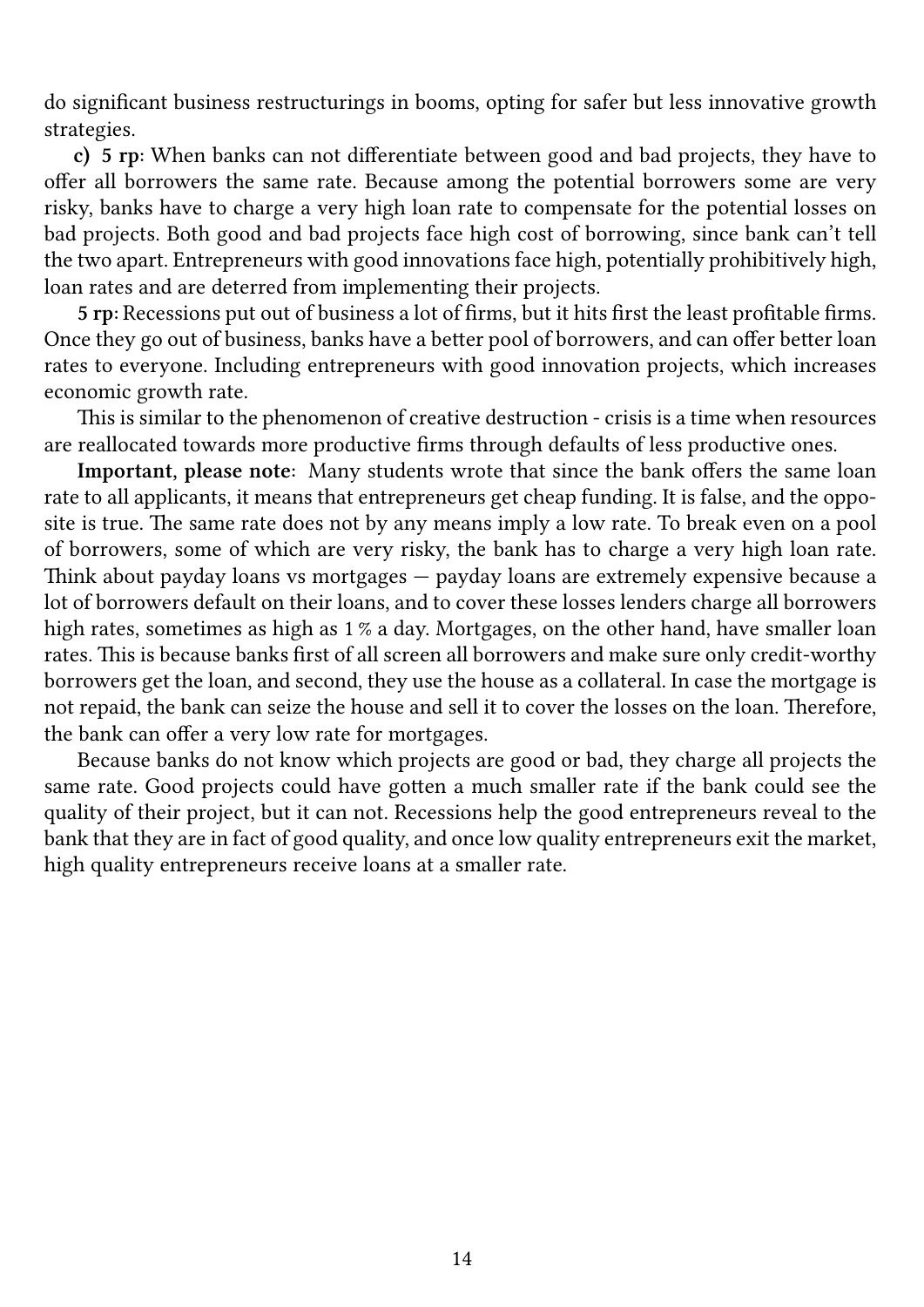do significant business restructurings in booms, opting for safer but less innovative growth strategies.

**c) 5 rp**: When banks can not differentiate between good and bad projects, they have to offer all borrowers the same rate. Because among the potential borrowers some are very risky, banks have to charge a very high loan rate to compensate for the potential losses on bad projects. Both good and bad projects face high cost of borrowing, since bank can't tell the two apart. Entrepreneurs with good innovations face high, potentially prohibitively high, loan rates and are deterred from implementing their projects.

**5 rp**: Recessions put out of business a lot of firms, but it hits first the least profitable firms. Once they go out of business, banks have a better pool of borrowers, and can offer better loan rates to everyone. Including entrepreneurs with good innovation projects, which increases economic growth rate.

This is similar to the phenomenon of creative destruction - crisis is a time when resources are reallocated towards more productive firms through defaults of less productive ones.

**Important, please note:** Many students wrote that since the bank offers the same loan rate to all applicants, it means that entrepreneurs get cheap funding. It is false, and the opposite is true. The same rate does not by any means imply a low rate. To break even on a pool of borrowers, some of which are very risky, the bank has to charge a very high loan rate. Think about payday loans vs mortgages — payday loans are extremely expensive because a lot of borrowers default on their loans, and to cover these losses lenders charge all borrowers high rates, sometimes as high as 1 % a day. Mortgages, on the other hand, have smaller loan rates. This is because banks first of all screen all borrowers and make sure only credit-worthy borrowers get the loan, and second, they use the house as a collateral. In case the mortgage is not repaid, the bank can seize the house and sell it to cover the losses on the loan. Therefore, the bank can offer a very low rate for mortgages.

Because banks do not know which projects are good or bad, they charge all projects the same rate. Good projects could have gotten a much smaller rate if the bank could see the quality of their project, but it can not. Recessions help the good entrepreneurs reveal to the bank that they are in fact of good quality, and once low quality entrepreneurs exit the market, high quality entrepreneurs receive loans at a smaller rate.